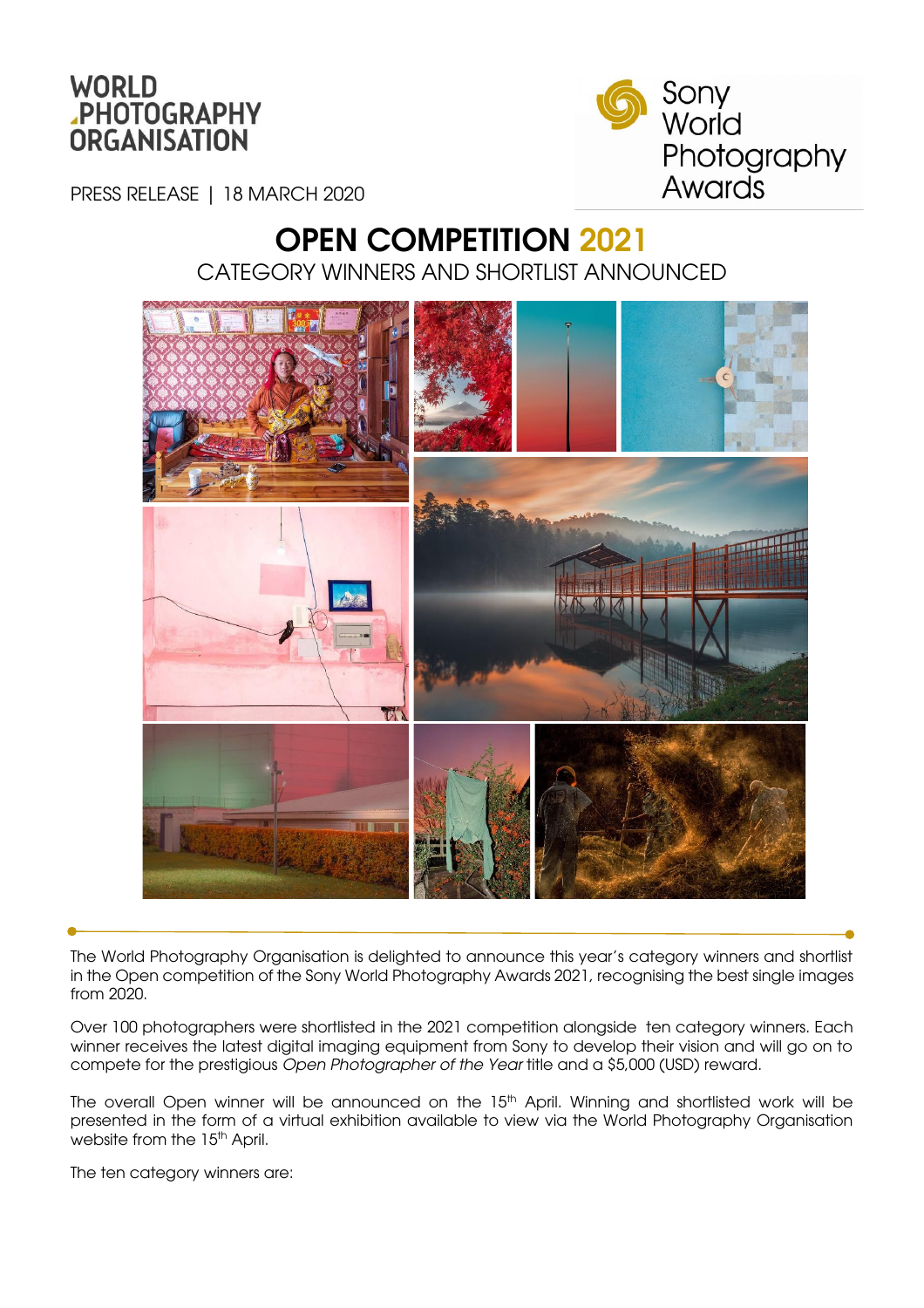WORLD PHOTOGRAPHY ORGANISATION

Sony World Photography Awards

PRESS RELEASE | 18 MARCH 2020

# OPEN COMPETITION 2021

## CATEGORY WINNERS AND SHORTLIST ANNOUNCED

The World Photography Organisation is delighted to announce this year's category winners and shortlist in the Open competition of the Sony World Photography Awards 2021, recognising the best single images from 2020.

Over 100 photographers were shortlisted in the 2021 competition alongside ten category winners. Each winner receives the latest digital imaging equipment from Sony to develop their vision and will go on to compete for the prestigious *Open Photographer of the Year* title and a $5,000 (USD) reward.

The overall Open winner will be announced on the 15th April. Winning and shortlisted work will be presented in the form of a virtual exhibition available to view via the World Photography Organisation website from the 15th April.

The ten category winners are: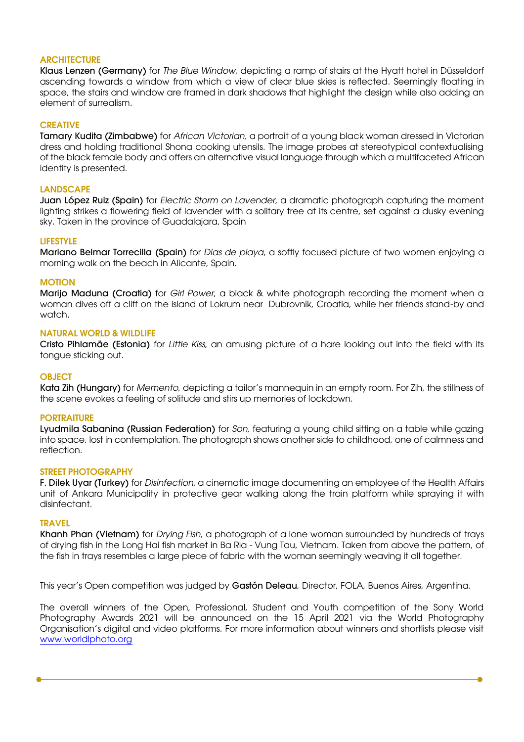### ARCHITECTURE

**Klaus Lenzen (Germany)** for *The Blue Window*, depicting a ramp of stairs at the Hyatt hotel in Düsseldorf ascending towards a window from which a view of clear blue skies is reflected. Seemingly floating in space, the stairs and window are framed in dark shadows that highlight the design while also adding an element of surrealism.

### CREATIVE

**Tamary Kudita (Zimbabwe)** for *African Victorian,* a portrait of a young black woman dressed in Victorian dress and holding traditional Shona cooking utensils. The image probes at stereotypical contextualising of the black female body and offers an alternative visual language through which a multifaceted African identity is presented.

### LANDSCAPE

**Juan López Ruiz (Spain)** for *Electric Storm on Lavender*, a dramatic photograph capturing the moment lighting strikes a flowering field of lavender with a solitary tree at its centre, set against a dusky evening sky. Taken in the province of Guadalajara, Spain

### LIFESTYLE

**Mariano Belmar Torrecilla (Spain)** for *Dias de playa*, a softly focused picture of two women enjoying a morning walk on the beach in Alicante, Spain.

### MOTION

**Marijo Maduna (Croatia)** for *Girl Power*, a black & white photograph recording the moment when a woman dives off a cliff on the island of Lokrum near Dubrovnik, Croatia, while her friends stand-by and watch.

### NATURAL WORLD & WILDLIFE

**Cristo Pihlamäe (Estonia)** for *Little Kiss,* an amusing picture of a hare looking out into the field with its tongue sticking out.

### OBJECT

**Kata Zih (Hungary)** for *Memento*, depicting a tailor's mannequin in an empty room. For Zih, the stillness of the scene evokes a feeling of solitude and stirs up memories of lockdown.

### PORTRAITURE

**Lyudmila Sabanina (Russian Federation)** for *Son*, featuring a young child sitting on a table while gazing into space, lost in contemplation. The photograph shows another side to childhood, one of calmness and reflection.

### STREET PHOTOGRAPHY

**F. Dilek Uyar (Turkey)** for *Disinfection*, a cinematic image documenting an employee of the Health Affairs unit of Ankara Municipality in protective gear walking along the train platform while spraying it with disinfectant.

### TRAVEL

**Khanh Phan (Vietnam)** for *Drying Fish*, a photograph of a lone woman surrounded by hundreds of trays of drying fish in the Long Hai fish market in Ba Ria - Vung Tau, Vietnam. Taken from above the pattern, of the fish in trays resembles a large piece of fabric with the woman seemingly weaving it all together.

This year's Open competition was judged by **Gastón Deleau**, Director, FOLA, Buenos Aires, Argentina.

The overall winners of the Open, Professional, Student and Youth competition of the Sony World Photography Awards 2021 will be announced on the 15 April 2021 via the World Photography Organisation's digital and video platforms. For more information about winners and shortlists please visit [www.worldlphoto.org](www.worldlphoto.org)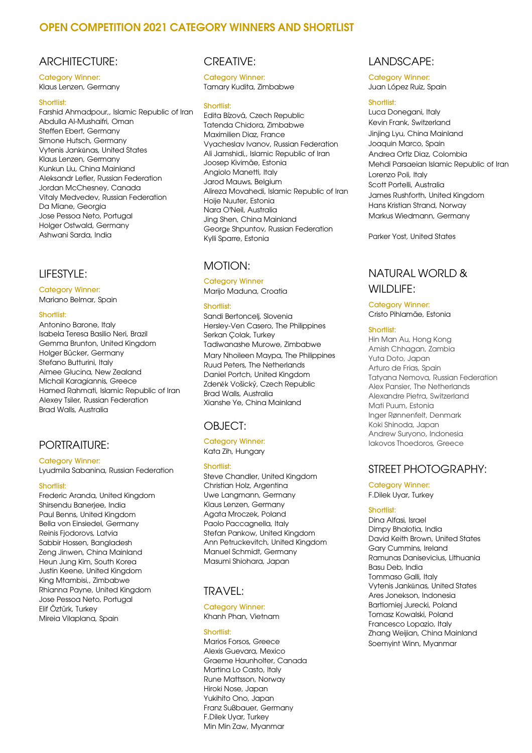# OPEN COMPETITION 2021 CATEGORY WINNERS AND SHORTLIST

## ARCHITECTURE:

Category Winner:
Klaus Lenzen, Germany

Shortlist:
Farshid Ahmadpour,, Islamic Republic of Iran
Abdulla Al-Mushaifri, Oman
Steffen Ebert, Germany
Simone Hutsch, Germany
Vytenis Jankūnas, United States
Klaus Lenzen, Germany
Kunkun Liu, China Mainland
Aleksandr Lefler, Russian Federation
Jordan McChesney, Canada
Vitaly Medvedev, Russian Federation
Da Miane, Georgia
Jose Pessoa Neto, Portugal
Holger Ostwald, Germany
Ashwani Sarda, India

## LIFESTYLE:

Category Winner:
Mariano Belmar, Spain

Shortlist:
Antonino Barone, Italy
Isabela Teresa Basilio Neri, Brazil
Gemma Brunton, United Kingdom
Holger Bücker, Germany
Stefano Butturini, Italy
Aimee Glucina, New Zealand
Michail Karagiannis, Greece
Hamed Rahmati, Islamic Republic of Iran
Alexey Tsiler, Russian Federation
Brad Walls, Australia

## PORTRAITURE:

Category Winner:
Lyudmila Sabanina, Russian Federation

Shortlist:
Frederic Aranda, United Kingdom
Shirsendu Banerjee, India
Paul Benns, United Kingdom
Bella von Einsiedel, Germany
Reinis Fjodorovs, Latvia
Sabbir Hossen, Bangladesh
Zeng Jinwen, China Mainland
Heun Jung Kim, South Korea
Justin Keene, United Kingdom
King Mtambisi,, Zimbabwe
Rhianna Payne, United Kingdom
Jose Pessoa Neto, Portugal
Elif Öztürk, Turkey
Mireia Vilaplana, Spain

## CREATIVE:

Category Winner:
Tamary Kudita, Zimbabwe

Shortlist:
Edita Bízová, Czech Republic
Tatenda Chidora, Zimbabwe
Maximilien Diaz, France
Vyacheslav Ivanov, Russian Federation
Ali Jamshidi,, Islamic Republic of Iran
Joosep Kivimäe, Estonia
Angiolo Manetti, Italy
Jarod Mauws, Belgium
Alireza Movahedi, Islamic Republic of Iran
Hoije Nuuter, Estonia
Nara O'Neil, Australia
Jing Shen, China Mainland
George Shpuntov, Russian Federation
Kylli Sparre, Estonia

## MOTION:

Category Winner
Marijo Maduna, Croatia

Shortlist:
Sandi Bertoncelj, Slovenia
Hersley-Ven Casero, The Philippines
Serkan Çolak, Turkey
Tadiwanashe Murowe, Zimbabwe
Mary Nhoileen Maypa, The Philippines
Ruud Peters, The Netherlands
Daniel Portch, United Kingdom
Zdeněk Vošický, Czech Republic
Brad Walls, Australia
Xianshe Ye, China Mainland

## OBJECT:

Category Winner:
Kata Zih, Hungary

Shortlist:
Steve Chandler, United Kingdom
Christian Holz, Argentina
Uwe Langmann, Germany
Klaus Lenzen, Germany
Agata Mroczek, Poland
Paolo Paccagnella, Italy
Stefan Pankow, United Kingdom
Ann Petruckevitch, United Kingdom
Manuel Schmidt, Germany
Masumi Shiohara, Japan

## TRAVEL:

Category Winner:
Khanh Phan, Vietnam

Shortlist:
Marios Forsos, Greece
Alexis Guevara, Mexico
Graeme Haunholter, Canada
Martina Lo Casto, Italy
Rune Mattsson, Norway
Hiroki Nose, Japan
Yukihito Ono, Japan
Franz Sußbauer, Germany
F.Dilek Uyar, Turkey
Min Min Zaw, Myanmar

## LANDSCAPE:

Category Winner:
Juan López Ruiz, Spain

Shortlist:
Luca Donegani, Italy
Kevin Frank, Switzerland
Jinjing Lyu, China Mainland
Joaquin Marco, Spain
Andrea Ortiz Diaz, Colombia
Mehdi Parsaeian Islamic Republic of Iran
Lorenzo Poli, Italy
Scott Portelli, Australia
James Rushforth, United Kingdom
Hans Kristian Strand, Norway
Markus Wiedmann, Germany

Parker Yost, United States

## NATURAL WORLD & WILDLIFE:

Category Winner:
Cristo Pihlamäe, Estonia

Shortlist:
Hin Man Au, Hong Kong
Amish Chhagan, Zambia
Yuta Doto, Japan
Arturo de Frias, Spain
Tatyana Nemova, Russian Federation
Alex Pansier, The Netherlands
Alexandre Pietra, Switzerland
Mati Puum, Estonia
Inger Rønnenfelt, Denmark
Koki Shinoda, Japan
Andrew Suryono, Indonesia
Iakovos Thoedoros, Greece

## STREET PHOTOGRAPHY:

Category Winner:
F.Dilek Uyar, Turkey

Shortlist:
Dina Alfasi, Israel
Dimpy Bhalotia, India
David Keith Brown, United States
Gary Cummins, Ireland
Ramunas Danisevicius, Lithuania
Basu Deb, India
Tommaso Galli, Italy
Vytenis Jankūnas, United States
Ares Jonekson, Indonesia
Bartlomiej Jurecki, Poland
Tomasz Kowalski, Poland
Francesco Lopazio, Italy
Zhang Weijian, China Mainland
Soemyint Winn, Myanmar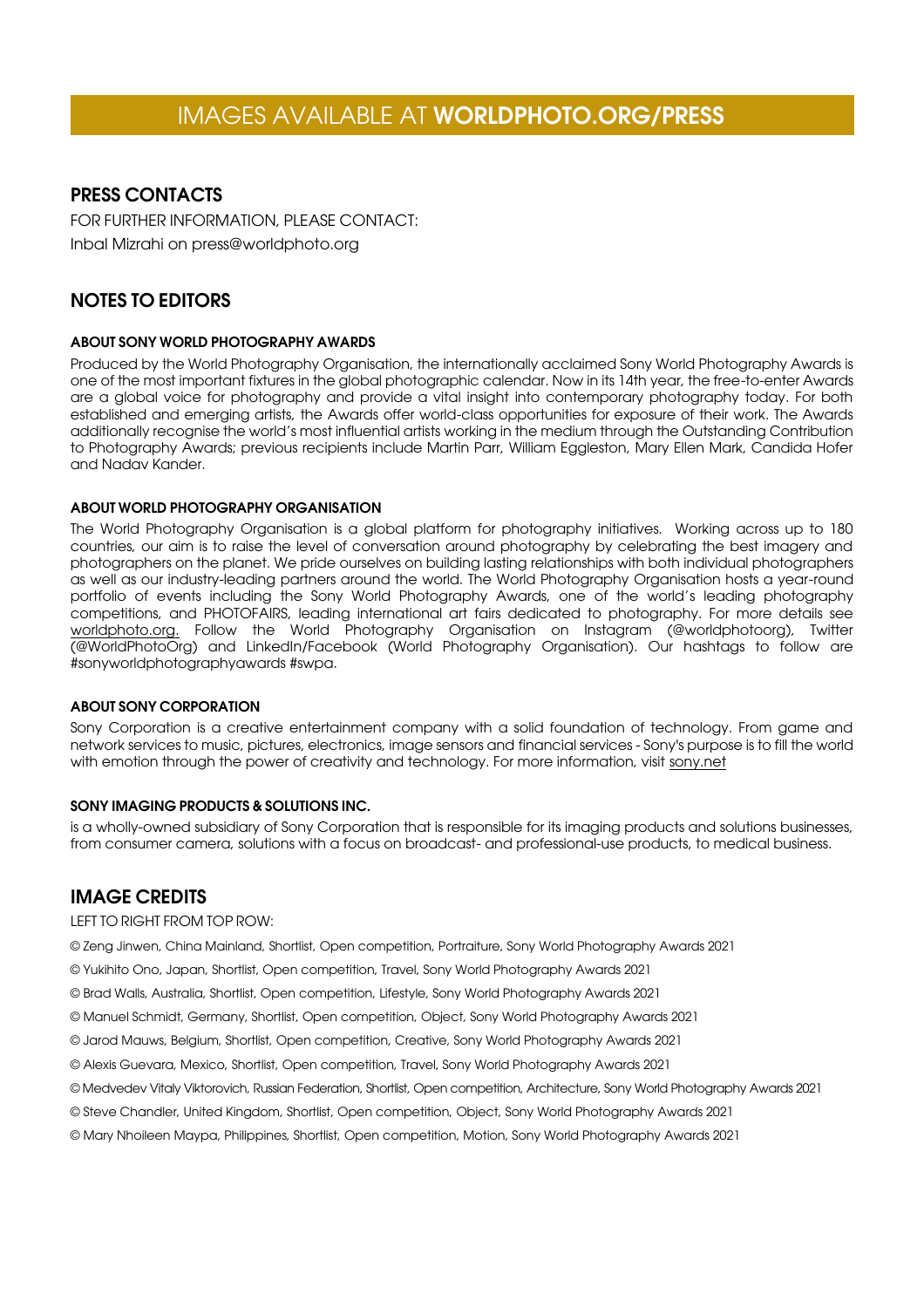# IMAGES AVAILABLE AT **WORLDPHOTO.ORG/PRESS**

## PRESS CONTACTS

FOR FURTHER INFORMATION, PLEASE CONTACT:

Inbal Mizrahi on press@worldphoto.org

## NOTES TO EDITORS

### ABOUT SONY WORLD PHOTOGRAPHY AWARDS

Produced by the World Photography Organisation, the internationally acclaimed Sony World Photography Awards is one of the most important fixtures in the global photographic calendar. Now in its 14th year, the free-to-enter Awards are a global voice for photography and provide a vital insight into contemporary photography today. For both established and emerging artists, the Awards offer world-class opportunities for exposure of their work. The Awards additionally recognise the world's most influential artists working in the medium through the Outstanding Contribution to Photography Awards; previous recipients include Martin Parr, William Eggleston, Mary Ellen Mark, Candida Hofer and Nadav Kander.

### ABOUT WORLD PHOTOGRAPHY ORGANISATION

The World Photography Organisation is a global platform for photography initiatives. Working across up to 180 countries, our aim is to raise the level of conversation around photography by celebrating the best imagery and photographers on the planet. We pride ourselves on building lasting relationships with both individual photographers as well as our industry-leading partners around the world. The World Photography Organisation hosts a year-round portfolio of events including the Sony World Photography Awards, one of the world's leading photography competitions, and PHOTOFAIRS, leading international art fairs dedicated to photography. For more details see worldphoto.org. Follow the World Photography Organisation on Instagram (@worldphotoorg), Twitter (@WorldPhotoOrg) and LinkedIn/Facebook (World Photography Organisation). Our hashtags to follow are #sonyworldphotographyawards #swpa.

### ABOUT SONY CORPORATION

Sony Corporation is a creative entertainment company with a solid foundation of technology. From game and network services to music, pictures, electronics, image sensors and financial services - Sony's purpose is to fill the world with emotion through the power of creativity and technology. For more information, visit sony.net

### SONY IMAGING PRODUCTS & SOLUTIONS INC.

is a wholly-owned subsidiary of Sony Corporation that is responsible for its imaging products and solutions businesses, from consumer camera, solutions with a focus on broadcast- and professional-use products, to medical business.

## IMAGE CREDITS

LEFT TO RIGHT FROM TOP ROW:

© Zeng Jinwen, China Mainland, Shortlist, Open competition, Portraiture, Sony World Photography Awards 2021

© Yukihito Ono, Japan, Shortlist, Open competition, Travel, Sony World Photography Awards 2021

© Brad Walls, Australia, Shortlist, Open competition, Lifestyle, Sony World Photography Awards 2021

© Manuel Schmidt, Germany, Shortlist, Open competition, Object, Sony World Photography Awards 2021

© Jarod Mauws, Belgium, Shortlist, Open competition, Creative, Sony World Photography Awards 2021

© Alexis Guevara, Mexico, Shortlist, Open competition, Travel, Sony World Photography Awards 2021

© Medvedev Vitaly Viktorovich, Russian Federation, Shortlist, Open competition, Architecture, Sony World Photography Awards 2021

© Steve Chandler, United Kingdom, Shortlist, Open competition, Object, Sony World Photography Awards 2021

© Mary Nhoileen Maypa, Philippines, Shortlist, Open competition, Motion, Sony World Photography Awards 2021